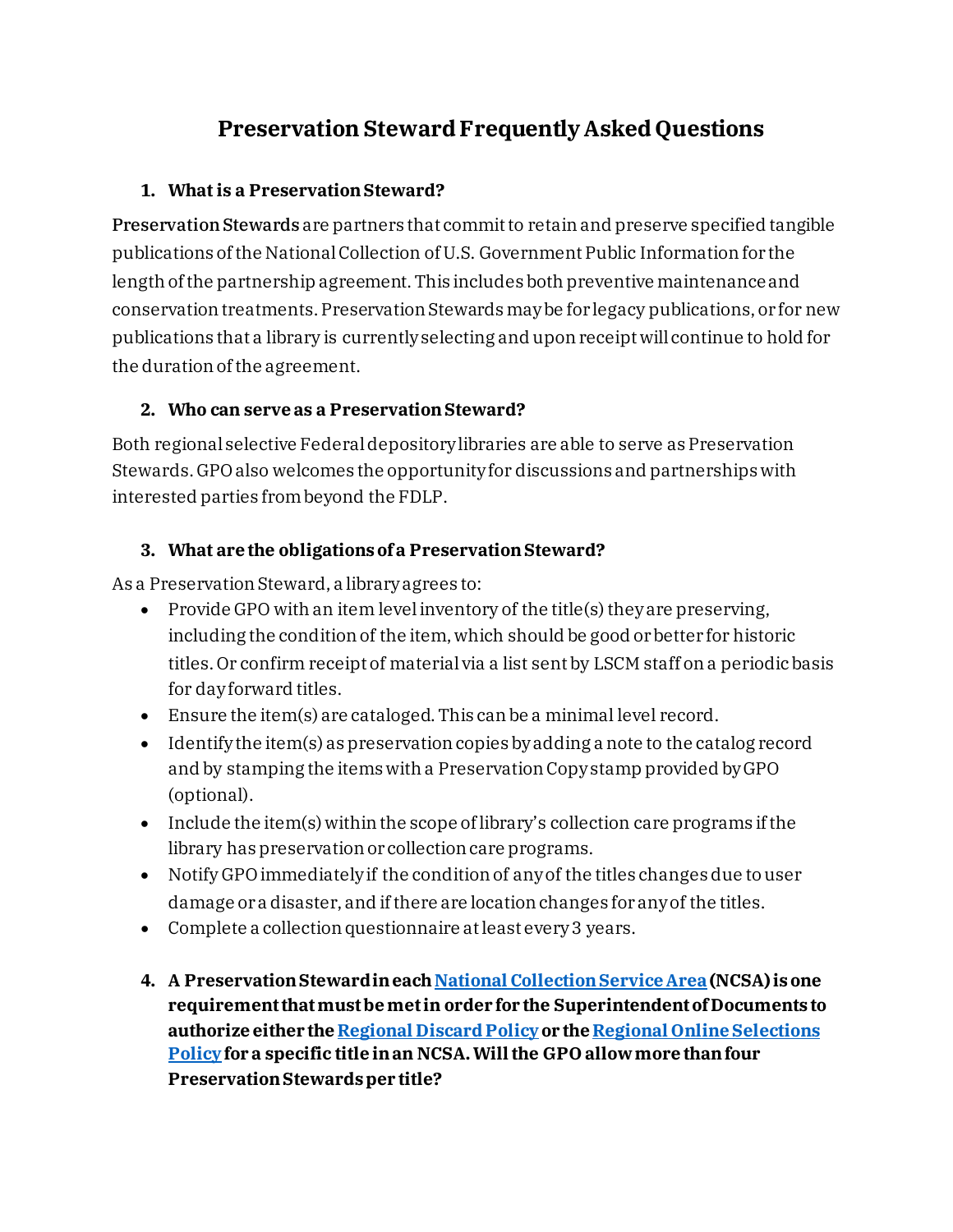# Preservation Steward Frequently Asked Questions

### 1. What is a Preservation Steward?

**Preservation Stewards** are partners that commit to retain and preserve specified tangible publications of the National Collection of U.S. Government Public Information for the length of the partnership agreement. This includes both preventive maintenance and conservation treatments. Preservation Stewards may be for legacy publications, or for new publications that a library is currently selecting and upon receipt will continue to hold for the duration of the agreement.

### 2. Who can serve as a Preservation Steward?

Both regional selective Federal depository libraries are able to serve as Preservation Stewards. GPO also welcomes the opportunity for discussions and partnerships with interested parties from beyond the FDLP.

### 3. What are the obligations of a Preservation Steward?

As a Preservation Steward, a library agrees to:

- Provide GPO with an item level inventory of the title(s) they are preserving, including the condition of the item, which should be good or better for historic titles. Or confirm receipt of material via a list sent by LSCM staff on a periodic basis for day forward titles.
- Ensure the item(s) are cataloged. This can be a minimal level record.
- Identify the item(s) as preservation copies by adding a note to the catalog record and by stamping the items with a Preservation Copy stamp provided by GPO (optional).
- Include the item(s) within the scope of library's collection care programs if the library has preservation or collection care programs.
- Notify GPO immediately if the condition of any of the titles changes due to user damage or a disaster, and if there are location changes for any of the titles.
- Complete a collection questionnaire at least every 3 years.

### 4. A Preservation Steward in each National Collection Service Area (NCSA) is one requirement that must be met in order for the Superintendent of Documents to authorize either the Regional Discard Policy or the Regional Online Selections Policy for a specific title in an NCSA. Will the GPO allow more than four Preservation Stewards per title?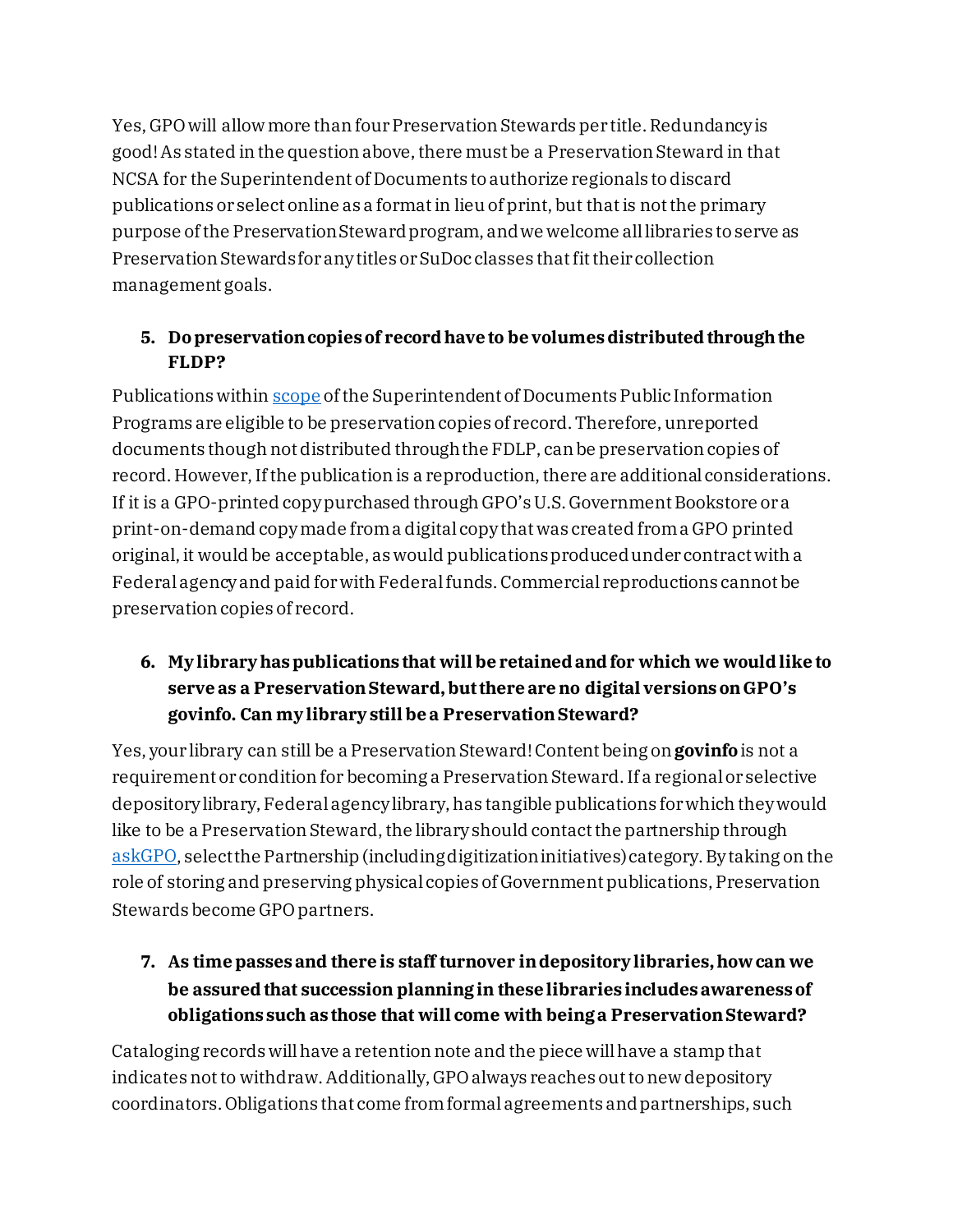Yes, GPO will allow more than four Preservation Stewards per title. Redundancy is good! As stated in the question above, there must be a Preservation Steward in that NCSA for the Superintendent of Documents to authorize regionals to discard publications or select online as a format in lieu of print, but that is not the primary purpose of the Preservation Steward program, and we welcome all libraries to serve as Preservation Stewards for any titles or SuDoc classes that fit their collection management goals.

5. **Do preservation copies of record have to be volumes distributed through the FLDP?**

Publications within [scope](scope) of the Superintendent of Documents Public Information Programs are eligible to be preservation copies of record. Therefore, unreported documents though not distributed through the FDLP, can be preservation copies of record. However, If the publication is a reproduction, there are additional considerations. If it is a GPO-printed copy purchased through GPO's U.S. Government Bookstore or a print-on-demand copy made from a digital copy that was created from a GPO printed original, it would be acceptable, as would publications produced under contract with a Federal agency and paid for with Federal funds. Commercial reproductions cannot be preservation copies of record.

6. **My library has publications that will be retained and for which we would like to serve as a Preservation Steward, but there are no digital versions on GPO's govinfo. Can my library still be a Preservation Steward?**

Yes, your library can still be a Preservation Steward! Content being on **govinfo** is not a requirement or condition for becoming a Preservation Steward. If a regional or selective depository library, Federal agency library, has tangible publications for which they would like to be a Preservation Steward, the library should contact the partnership through [askGPO](askGPO), select the Partnership (including digitization initiatives) category. By taking on the role of storing and preserving physical copies of Government publications, Preservation Stewards become GPO partners.

7. **As time passes and there is staff turnover in depository libraries, how can we be assured that succession planning in these libraries includes awareness of obligations such as those that will come with being a Preservation Steward?**

Cataloging records will have a retention note and the piece will have a stamp that indicates not to withdraw. Additionally, GPO always reaches out to new depository coordinators. Obligations that come from formal agreements and partnerships, such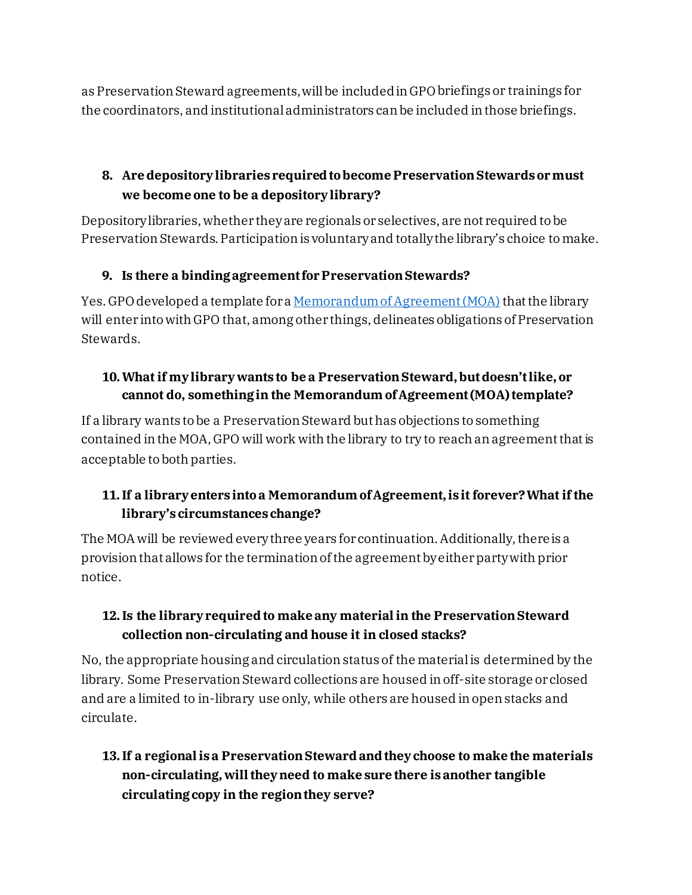as Preservation Steward agreements, will be included in GPO briefings or trainings for the coordinators, and institutional administrators can be included in those briefings.

**8. Are depository libraries required to become Preservation Stewards or must we become one to be a depository library?**

Depository libraries, whether they are regionals or selectives, are not required to be Preservation Stewards. Participation is voluntary and totally the library's choice to make.

**9. Is there a binding agreement for Preservation Stewards?**

Yes. GPO developed a template for a Memorandum of Agreement (MOA) that the library will enter into with GPO that, among other things, delineates obligations of Preservation Stewards.

**10. What if my library wants to be a Preservation Steward, but doesn't like, or cannot do, something in the Memorandum of Agreement (MOA) template?**

If a library wants to be a Preservation Steward but has objections to something contained in the MOA, GPO will work with the library to try to reach an agreement that is acceptable to both parties.

**11. If a library enters into a Memorandum of Agreement, is it forever? What if the library's circumstances change?**

The MOA will be reviewed every three years for continuation. Additionally, there is a provision that allows for the termination of the agreement by either party with prior notice.

**12. Is the library required to make any material in the Preservation Steward collection non-circulating and house it in closed stacks?**

No, the appropriate housing and circulation status of the material is determined by the library. Some Preservation Steward collections are housed in off-site storage or closed and are a limited to in-library use only, while others are housed in open stacks and circulate.

**13. If a regional is a Preservation Steward and they choose to make the materials non-circulating, will they need to make sure there is another tangible circulating copy in the region they serve?**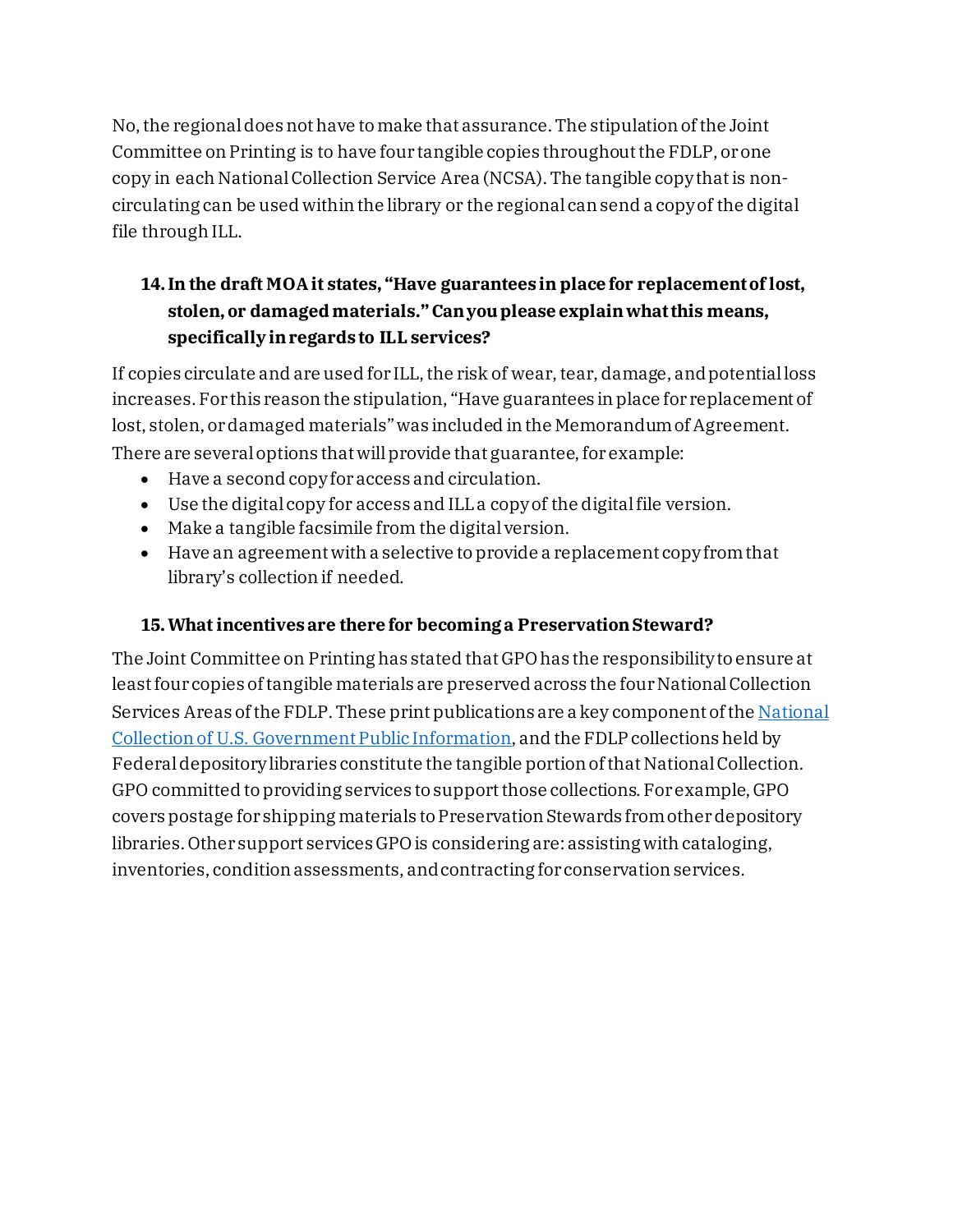No, the regional does not have to make that assurance. The stipulation of the Joint Committee on Printing is to have four tangible copies throughout the FDLP, or one copy in each National Collection Service Area (NCSA). The tangible copy that is non-circulating can be used within the library or the regional can send a copy of the digital file through ILL.

**14. In the draft MOA it states, "Have guarantees in place for replacement of lost, stolen, or damaged materials." Can you please explain what this means, specifically in regards to ILL services?**

If copies circulate and are used for ILL, the risk of wear, tear, damage, and potential loss increases. For this reason the stipulation, "Have guarantees in place for replacement of lost, stolen, or damaged materials" was included in the Memorandum of Agreement. There are several options that will provide that guarantee, for example:

- Have a second copy for access and circulation.
- Use the digital copy for access and ILL a copy of the digital file version.
- Make a tangible facsimile from the digital version.
- Have an agreement with a selective to provide a replacement copy from that library's collection if needed.

**15. What incentives are there for becoming a Preservation Steward?**

The Joint Committee on Printing has stated that GPO has the responsibility to ensure at least four copies of tangible materials are preserved across the four National Collection Services Areas of the FDLP. These print publications are a key component of the National Collection of U.S. Government Public Information, and the FDLP collections held by Federal depository libraries constitute the tangible portion of that National Collection. GPO committed to providing services to support those collections. For example, GPO covers postage for shipping materials to Preservation Stewards from other depository libraries. Other support services GPO is considering are: assisting with cataloging, inventories, condition assessments, and contracting for conservation services.